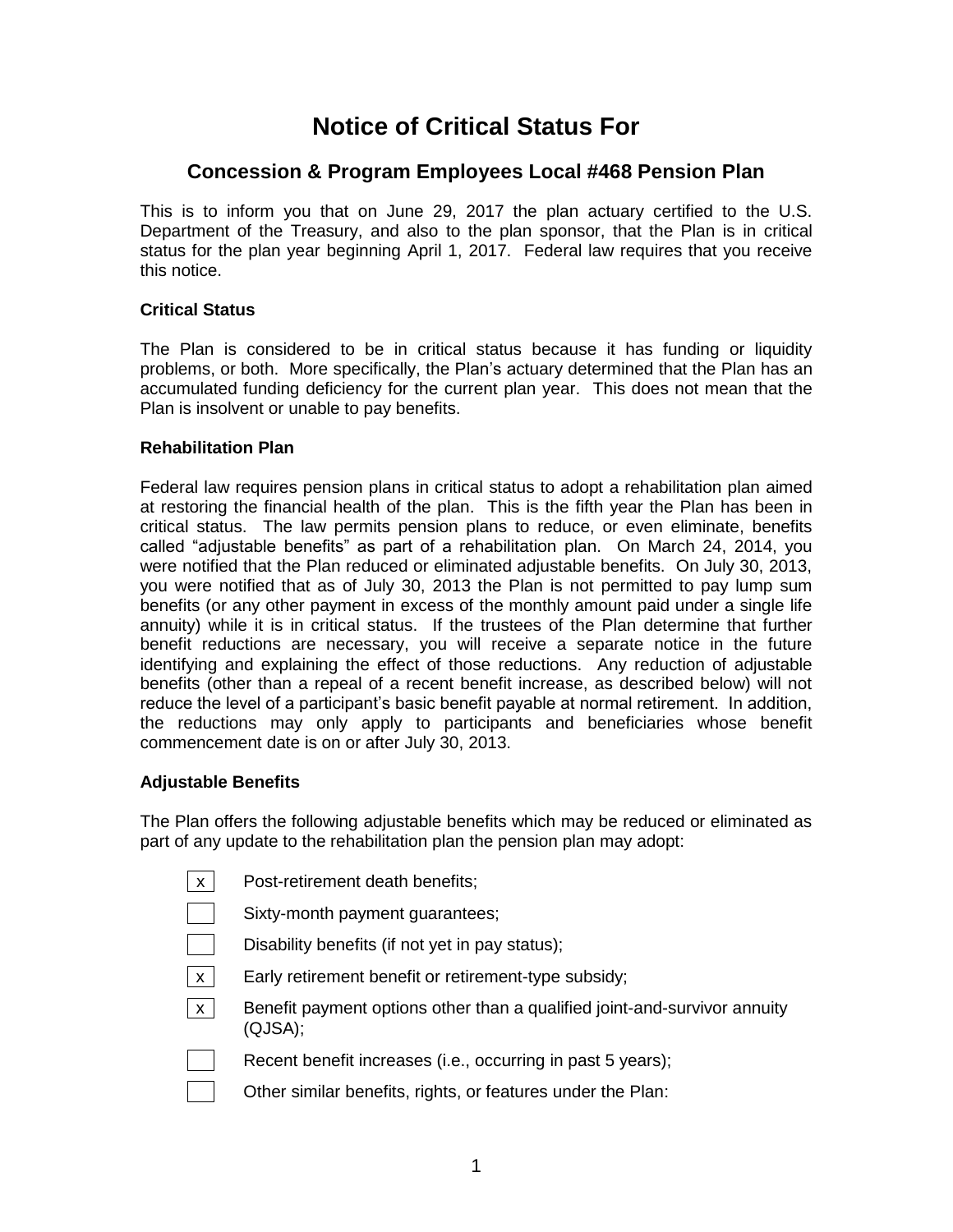# Notice of Critical Status For

## Concession & Program Employees Local #468 Pension Plan

This is to inform you that on June 29, 2017 the plan actuary certified to the U.S. Department of the Treasury, and also to the plan sponsor, that the Plan is in critical status for the plan year beginning April 1, 2017. Federal law requires that you receive this notice.

### Critical Status

The Plan is considered to be in critical status because it has funding or liquidity problems, or both. More specifically, the Plan's actuary determined that the Plan has an accumulated funding deficiency for the current plan year. This does not mean that the Plan is insolvent or unable to pay benefits.

### Rehabilitation Plan

Federal law requires pension plans in critical status to adopt a rehabilitation plan aimed at restoring the financial health of the plan. This is the fifth year the Plan has been in critical status. The law permits pension plans to reduce, or even eliminate, benefits called "adjustable benefits" as part of a rehabilitation plan. On March 24, 2014, you were notified that the Plan reduced or eliminated adjustable benefits. On July 30, 2013, you were notified that as of July 30, 2013 the Plan is not permitted to pay lump sum benefits (or any other payment in excess of the monthly amount paid under a single life annuity) while it is in critical status. If the trustees of the Plan determine that further benefit reductions are necessary, you will receive a separate notice in the future identifying and explaining the effect of those reductions. Any reduction of adjustable benefits (other than a repeal of a recent benefit increase, as described below) will not reduce the level of a participant's basic benefit payable at normal retirement. In addition, the reductions may only apply to participants and beneficiaries whose benefit commencement date is on or after July 30, 2013.

### Adjustable Benefits

The Plan offers the following adjustable benefits which may be reduced or eliminated as part of any update to the rehabilitation plan the pension plan may adopt:

- [x] Post-retirement death benefits;
- [ ] Sixty-month payment guarantees;
- [ ] Disability benefits (if not yet in pay status);
- [x] Early retirement benefit or retirement-type subsidy;
- [x] Benefit payment options other than a qualified joint-and-survivor annuity (QJSA);
- [ ] Recent benefit increases (i.e., occurring in past 5 years);
- [ ] Other similar benefits, rights, or features under the Plan: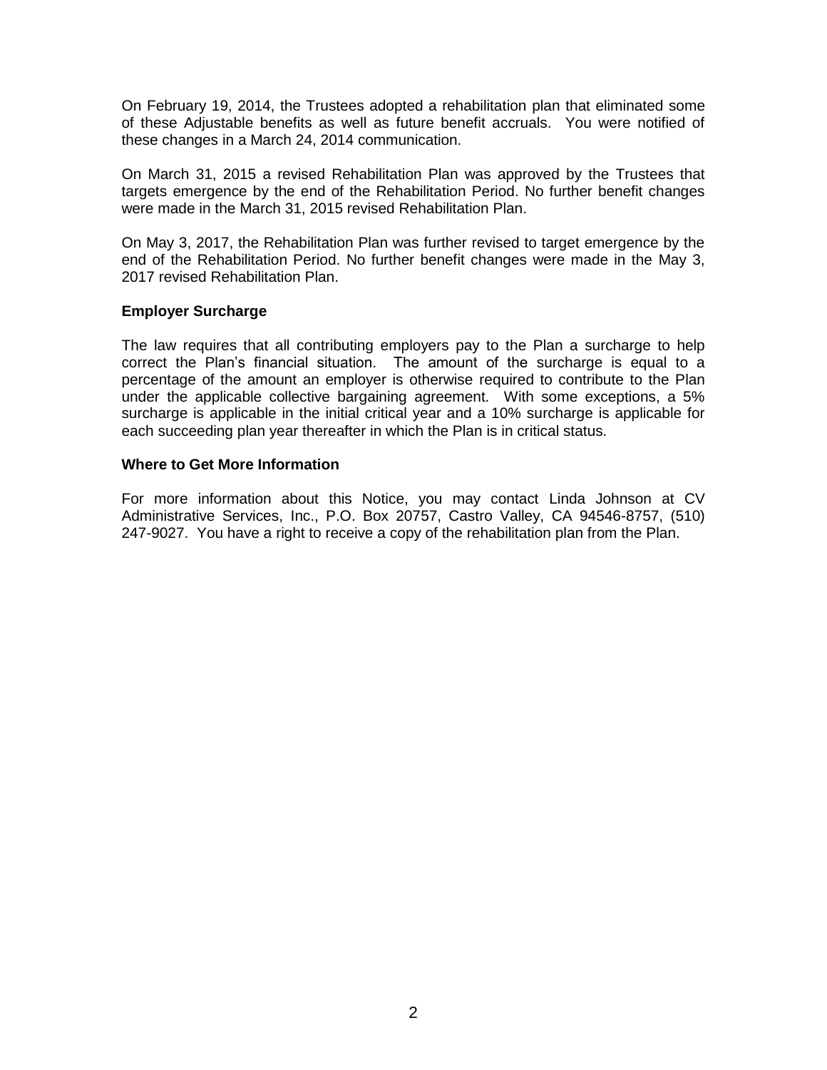On February 19, 2014, the Trustees adopted a rehabilitation plan that eliminated some of these Adjustable benefits as well as future benefit accruals. You were notified of these changes in a March 24, 2014 communication.

On March 31, 2015 a revised Rehabilitation Plan was approved by the Trustees that targets emergence by the end of the Rehabilitation Period. No further benefit changes were made in the March 31, 2015 revised Rehabilitation Plan.

On May 3, 2017, the Rehabilitation Plan was further revised to target emergence by the end of the Rehabilitation Period. No further benefit changes were made in the May 3, 2017 revised Rehabilitation Plan.

**Employer Surcharge**

The law requires that all contributing employers pay to the Plan a surcharge to help correct the Plan's financial situation. The amount of the surcharge is equal to a percentage of the amount an employer is otherwise required to contribute to the Plan under the applicable collective bargaining agreement. With some exceptions, a 5% surcharge is applicable in the initial critical year and a 10% surcharge is applicable for each succeeding plan year thereafter in which the Plan is in critical status.

**Where to Get More Information**

For more information about this Notice, you may contact Linda Johnson at CV Administrative Services, Inc., P.O. Box 20757, Castro Valley, CA 94546-8757, (510) 247-9027. You have a right to receive a copy of the rehabilitation plan from the Plan.